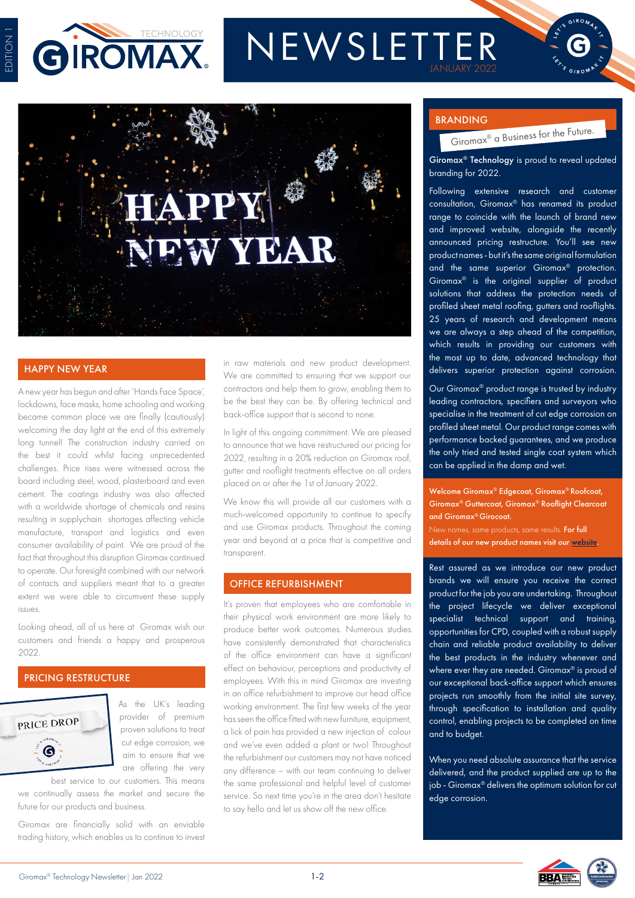# GIROMAX TECHNOLOGY NEWSLETTER

JANUARY 2022

EDITION 1

## HAPPY NEW YEAR

A new year has begun and after 'Hands Face Space', lockdowns, face masks, home schooling and working became common place we are finally (cautiously) welcoming the day light at the end of this extremely long tunnel! The construction industry carried on the best it could whilst facing unprecedented challenges. Price rises were witnessed across the board including steel, wood, plasterboard and even cement. The coatings industry was also affected with a worldwide shortage of chemicals and resins resulting in supplychain shortages affecting vehicle manufacture, transport and logistics and even consumer availability of paint. We are proud of the fact that throughout this disruption Giromax continued to operate. Our foresight combined with our network of contacts and suppliers meant that to a greater extent we were able to circumvent these supply issues.

Looking ahead, all of us here at Giromax wish our customers and friends a happy and prosperous 2022.

## PRICING RESTRUCTURE

PRICE DROP

As the UK's leading provider of premium proven solutions to treat cut edge corrosion, we aim to ensure that we are offering the very best service to our customers. This means we continually assess the market and secure the future for our products and business.

Giromax are financially solid with an enviable trading history, which enables us to continue to invest in raw materials and new product development. We are committed to ensuring that we support our contractors and help them to grow, enabling them to be the best they can be. By offering technical and back-office support that is second to none.

In light of this ongoing commitment. We are pleased to announce that we have restructured our pricing for 2022, resulting in a 20% reduction on Giromax roof, gutter and rooflight treatments effective on all orders placed on or after the 1st of January 2022.

We know this will provide all our customers with a much-welcomed opportunity to continue to specify and use Giromax products. Throughout the coming year and beyond at a price that is competitive and transparent.

## OFFICE REFURBISHMENT

It's proven that employees who are comfortable in their physical work environment are more likely to produce better work outcomes. Numerous studies have consistently demonstrated that characteristics of the office environment can have a significant effect on behaviour, perceptions and productivity of employees. With this in mind Giromax are investing in an office refurbishment to improve our head office working environment. The first few weeks of the year has seen the office fitted with new furniture, equipment, a lick of pain has provided a new injection of colour and we've even added a plant or two! Throughout the refurbishment our customers may not have noticed any difference – with our team continuing to deliver the same professional and helpful level of customer service. So next time you're in the area don't hesitate to say hello and let us show off the new office.

## BRANDING

Giromax® a Business for the Future.

**Giromax® Technology** is proud to reveal updated branding for 2022.

Following extensive research and customer consultation, Giromax® has renamed its product range to coincide with the launch of brand new and improved website, alongside the recently announced pricing restructure. You'll see new product names - but it's the same original formulation and the same superior Giromax® protection. Giromax® is the original supplier of product solutions that address the protection needs of profiled sheet metal roofing, gutters and rooflights. 25 years of research and development means we are always a step ahead of the competition, which results in providing our customers with the most up to date, advanced technology that delivers superior protection against corrosion.

Our Giromax® product range is trusted by industry leading contractors, specifiers and surveyors who specialise in the treatment of cut edge corrosion on profiled sheet metal. Our product range comes with performance backed guarantees, and we produce the only tried and tested single coat system which can be applied in the damp and wet.

**Welcome Giromax® Edgecoat, Giromax® Roofcoat, Giromax® Guttercoat, Giromax® Rooflight Clearcoat and Giromax® Girocoat.**

New names, same products, same results. **For full details of our new product names visit our website.**

Rest assured as we introduce our new product brands we will ensure you receive the correct product for the job you are undertaking. Throughout the project lifecycle we deliver exceptional specialist technical support and training, opportunities for CPD, coupled with a robust supply chain and reliable product availability to deliver the best products in the industry whenever and where ever they are needed. Giromax® is proud of our exceptional back-office support which ensures projects run smoothly from the initial site survey, through specification to installation and quality control, enabling projects to be completed on time and to budget.

When you need absolute assurance that the service delivered, and the product supplied are up to the job - Giromax® delivers the optimum solution for cut edge corrosion.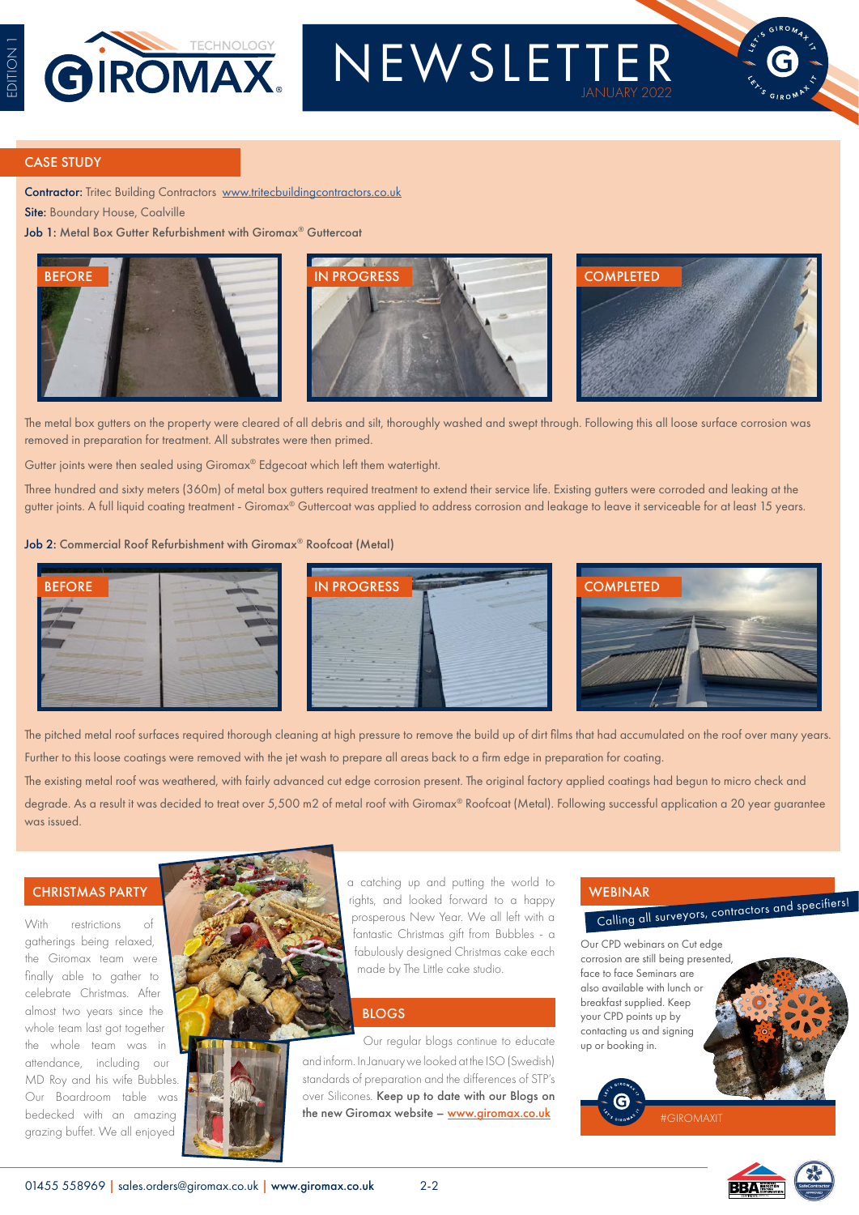EDITION 1

GIROMAX TECHNOLOGY

# NEWSLETTER

JANUARY 2022

LET'S GIROMAX IT

## CASE STUDY

**Contractor:** Tritec Building Contractors www.tritecbuildingcontractors.co.uk

**Site:** Boundary House, Coalville

**Job 1:** Metal Box Gutter Refurbishment with Giromax® Guttercoat

BEFORE

IN PROGRESS

COMPLETED

The metal box gutters on the property were cleared of all debris and silt, thoroughly washed and swept through. Following this all loose surface corrosion was removed in preparation for treatment. All substrates were then primed.

Gutter joints were then sealed using Giromax® Edgecoat which left them watertight.

Three hundred and sixty meters (360m) of metal box gutters required treatment to extend their service life. Existing gutters were corroded and leaking at the gutter joints. A full liquid coating treatment - Giromax® Guttercoat was applied to address corrosion and leakage to leave it serviceable for at least 15 years.

**Job 2:** Commercial Roof Refurbishment with Giromax® Roofcoat (Metal)

BEFORE

IN PROGRESS

COMPLETED

The pitched metal roof surfaces required thorough cleaning at high pressure to remove the build up of dirt films that had accumulated on the roof over many years. Further to this loose coatings were removed with the jet wash to prepare all areas back to a firm edge in preparation for coating.

The existing metal roof was weathered, with fairly advanced cut edge corrosion present. The original factory applied coatings had begun to micro check and degrade. As a result it was decided to treat over 5,500 m2 of metal roof with Giromax® Roofcoat (Metal). Following successful application a 20 year guarantee was issued.

## CHRISTMAS PARTY

With restrictions of gatherings being relaxed, the Giromax team were finally able to gather to celebrate Christmas. After almost two years since the whole team last got together the whole team was in attendance, including our MD Roy and his wife Bubbles. Our Boardroom table was bedecked with an amazing grazing buffet. We all enjoyed a catching up and putting the world to rights, and looked forward to a happy prosperous New Year. We all left with a fantastic Christmas gift from Bubbles - a fabulously designed Christmas cake each made by The Little cake studio.

## BLOGS

Our regular blogs continue to educate and inform. In January we looked at the ISO (Swedish) standards of preparation and the differences of STP's over Silicones. **Keep up to date with our Blogs on the new Giromax website – www.giromax.co.uk**

## WEBINAR

Calling all surveyors, contractors and specifiers!

Our CPD webinars on Cut edge corrosion are still being presented, face to face Seminars are also available with lunch or breakfast supplied. Keep your CPD points up by contacting us and signing up or booking in.

#GIROMAXIT

01455 558969 | sales.orders@giromax.co.uk | www.giromax.co.uk